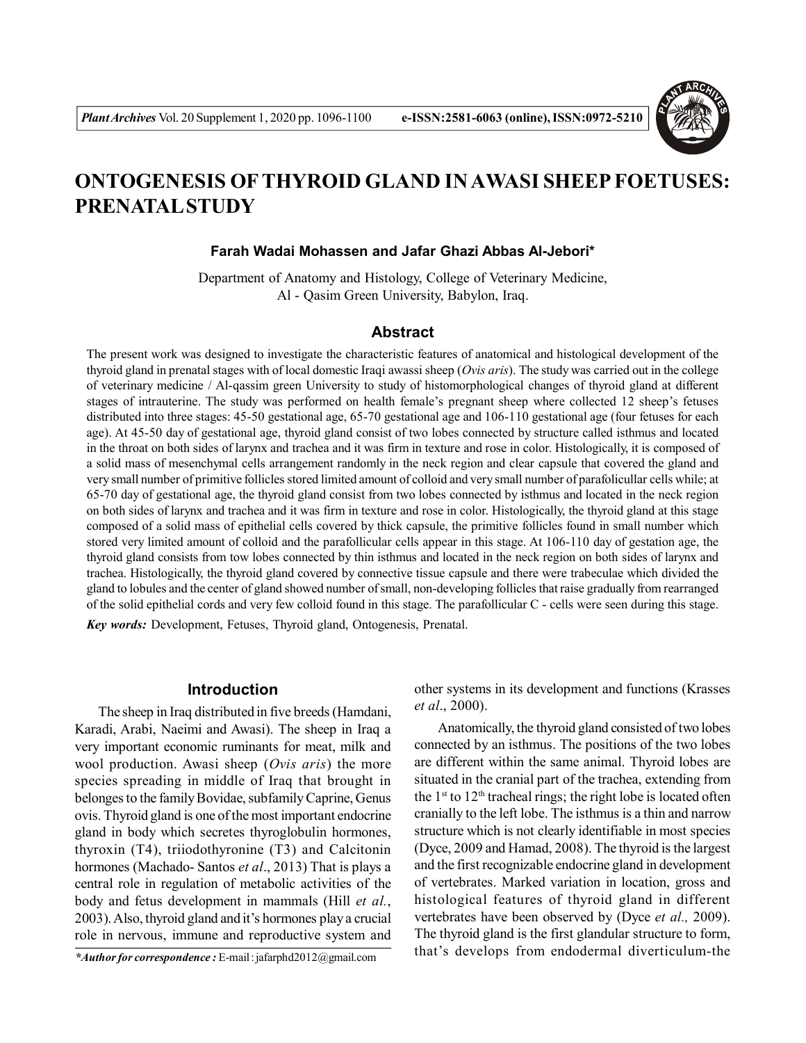# ONTOGENESIS OF THYROID GLAND IN AWASI SHEEP FOETUSES: PRENATAL STUDY

**Farah Wadai Mohassen and Jafar Ghazi Abbas Al-Jebori***

Department of Anatomy and Histology, College of Veterinary Medicine, Al - Qasim Green University, Babylon, Iraq.

## Abstract

The present work was designed to investigate the characteristic features of anatomical and histological development of the thyroid gland in prenatal stages with of local domestic Iraqi awassi sheep (*Ovis aris*). The study was carried out in the college of veterinary medicine / Al-qassim green University to study of histomorphological changes of thyroid gland at different stages of intrauterine. The study was performed on health female's pregnant sheep where collected 12 sheep's fetuses distributed into three stages: 45-50 gestational age, 65-70 gestational age and 106-110 gestational age (four fetuses for each age). At 45-50 day of gestational age, thyroid gland consist of two lobes connected by structure called isthmus and located in the throat on both sides of larynx and trachea and it was firm in texture and rose in color. Histologically, it is composed of a solid mass of mesenchymal cells arrangement randomly in the neck region and clear capsule that covered the gland and very small number of primitive follicles stored limited amount of colloid and very small number of parafolicullar cells while; at 65-70 day of gestational age, the thyroid gland consist from two lobes connected by isthmus and located in the neck region on both sides of larynx and trachea and it was firm in texture and rose in color. Histologically, the thyroid gland at this stage composed of a solid mass of epithelial cells covered by thick capsule, the primitive follicles found in small number which stored very limited amount of colloid and the parafollicular cells appear in this stage. At 106-110 day of gestation age, the thyroid gland consists from tow lobes connected by thin isthmus and located in the neck region on both sides of larynx and trachea. Histologically, the thyroid gland covered by connective tissue capsule and there were trabeculae which divided the gland to lobules and the center of gland showed number of small, non-developing follicles that raise gradually from rearranged of the solid epithelial cords and very few colloid found in this stage. The parafollicular C - cells were seen during this stage.

***Key words:*** Development, Fetuses, Thyroid gland, Ontogenesis, Prenatal.

## Introduction

The sheep in Iraq distributed in five breeds (Hamdani, Karadi, Arabi, Naeimi and Awasi). The sheep in Iraq a very important economic ruminants for meat, milk and wool production. Awasi sheep (*Ovis aris*) the more species spreading in middle of Iraq that brought in belonges to the family Bovidae, subfamily Caprine, Genus ovis. Thyroid gland is one of the most important endocrine gland in body which secretes thyroglobulin hormones, thyroxin (T4), triiodothyronine (T3) and Calcitonin hormones (Machado- Santos *et al*., 2013) That is plays a central role in regulation of metabolic activities of the body and fetus development in mammals (Hill *et al.*, 2003). Also, thyroid gland and it's hormones play a crucial role in nervous, immune and reproductive system and other systems in its development and functions (Krasses *et al*., 2000).

Anatomically, the thyroid gland consisted of two lobes connected by an isthmus. The positions of the two lobes are different within the same animal. Thyroid lobes are situated in the cranial part of the trachea, extending from the 1st to 12th tracheal rings; the right lobe is located often cranially to the left lobe. The isthmus is a thin and narrow structure which is not clearly identifiable in most species (Dyce, 2009 and Hamad, 2008). The thyroid is the largest and the first recognizable endocrine gland in development of vertebrates. Marked variation in location, gross and histological features of thyroid gland in different vertebrates have been observed by (Dyce *et al.,* 2009). The thyroid gland is the first glandular structure to form, that's develops from endodermal diverticulum-the

**\*Author for correspondence :** E-mail : jafarphd2012@gmail.com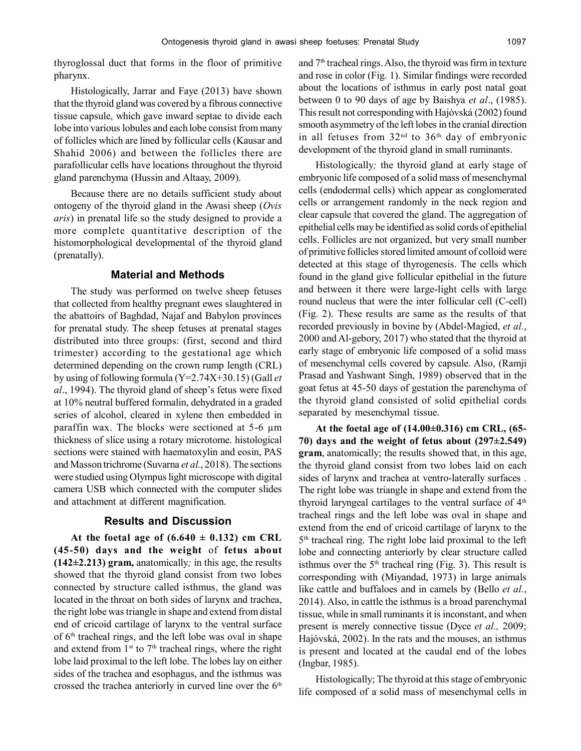thyroglossal duct that forms in the floor of primitive pharynx.

Histologically, Jarrar and Faye (2013) have shown that the thyroid gland was covered by a fibrous connective tissue capsule, which gave inward septae to divide each lobe into various lobules and each lobe consist from many of follicles which are lined by follicular cells (Kausar and Shahid 2006) and between the follicles there are parafollicular cells have locations throughout the thyroid gland parenchyma (Hussin and Altaay, 2009).

Because there are no details sufficient study about ontogeny of the thyroid gland in the Awasi sheep (*Ovis aris*) in prenatal life so the study designed to provide a more complete quantitative description of the histomorphological developmental of the thyroid gland (prenatally).

## Material and Methods

The study was performed on twelve sheep fetuses that collected from healthy pregnant ewes slaughtered in the abattoirs of Baghdad, Najaf and Babylon provinces for prenatal study. The sheep fetuses at prenatal stages distributed into three groups: (first, second and third trimester) according to the gestational age which determined depending on the crown rump length (CRL) by using of following formula ($Y=2.74X+30.15$) (Gall *et al*., 1994). The thyroid gland of sheep's fetus were fixed at 10% neutral buffered formalin, dehydrated in a graded series of alcohol, cleared in xylene then embedded in paraffin wax. The blocks were sectioned at 5-6 µm thickness of slice using a rotary microtome. histological sections were stained with haematoxylin and eosin, PAS and Masson trichrome (Suvarna *et al.*, 2018). The sections were studied using Olympus light microscope with digital camera USB which connected with the computer slides and attachment at different magnification.

## Results and Discussion

**At the foetal age of ($6.640 \pm 0.132$) cm CRL (45-50) days and the weight of fetus about (142±2.213) gram,** anatomically*;* in this age, the results showed that the thyroid gland consist from two lobes connected by structure called isthmus, the gland was located in the throat on both sides of larynx and trachea, the right lobe was triangle in shape and extend from distal end of cricoid cartilage of larynx to the ventral surface of 6th tracheal rings, and the left lobe was oval in shape and extend from 1st to 7th tracheal rings, where the right lobe laid proximal to the left lobe. The lobes lay on either sides of the trachea and esophagus, and the isthmus was crossed the trachea anteriorly in curved line over the 6th and 7th tracheal rings. Also, the thyroid was firm in texture and rose in color (Fig. 1). Similar findings were recorded about the locations of isthmus in early post natal goat between 0 to 90 days of age by Baishya *et al*., (1985). This result not corresponding with Hajóvská (2002) found smooth asymmetry of the left lobes in the cranial direction in all fetuses from 32nd to 36th day of embryonic development of the thyroid gland in small ruminants.

Histologically*;* the thyroid gland at early stage of embryonic life composed of a solid mass of mesenchymal cells (endodermal cells) which appear as conglomerated cells or arrangement randomly in the neck region and clear capsule that covered the gland. The aggregation of epithelial cells may be identified as solid cords of epithelial cells. Follicles are not organized, but very small number of primitive follicles stored limited amount of colloid were detected at this stage of thyrogenesis. The cells which found in the gland give follicular epithelial in the future and between it there were large-light cells with large round nucleus that were the inter follicular cell (C-cell) (Fig. 2). These results are same as the results of that recorded previously in bovine by (Abdel-Magied, *et al.*, 2000 and Al-gebory, 2017) who stated that the thyroid at early stage of embryonic life composed of a solid mass of mesenchymal cells covered by capsule. Also, (Ramji Prasad and Yashwant Singh, 1989) observed that in the goat fetus at 45-50 days of gestation the parenchyma of the thyroid gland consisted of solid epithelial cords separated by mesenchymal tissue.

**At the foetal age of (14.00±0.316) cm CRL, (65-70) days and the weight of fetus about (297±2.549) gram**, anatomically; the results showed that, in this age, the thyroid gland consist from two lobes laid on each sides of larynx and trachea at ventro-laterally surfaces . The right lobe was triangle in shape and extend from the thyroid laryngeal cartilages to the ventral surface of 4th tracheal rings and the left lobe was oval in shape and extend from the end of cricoid cartilage of larynx to the 5th tracheal ring. The right lobe laid proximal to the left lobe and connecting anteriorly by clear structure called isthmus over the 5th tracheal ring (Fig. 3). This result is corresponding with (Miyandad, 1973) in large animals like cattle and buffaloes and in camels by (Bello *et al.*, 2014). Also, in cattle the isthmus is a broad parenchymal tissue, while in small ruminants it is inconstant, and when present is merely connective tissue (Dyce *et al.,* 2009; Hajóvská, 2002). In the rats and the mouses, an isthmus is present and located at the caudal end of the lobes (Ingbar, 1985).

Histologically; The thyroid at this stage of embryonic life composed of a solid mass of mesenchymal cells in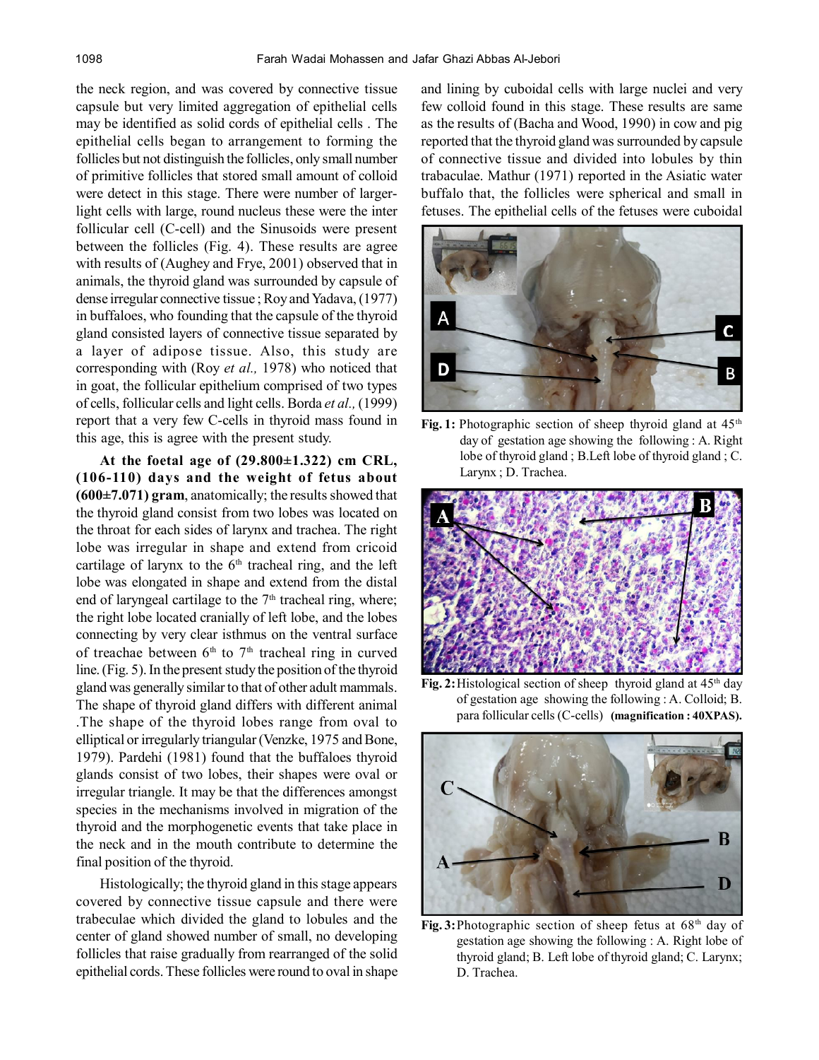the neck region, and was covered by connective tissue capsule but very limited aggregation of epithelial cells may be identified as solid cords of epithelial cells . The epithelial cells began to arrangement to forming the follicles but not distinguish the follicles, only small number of primitive follicles that stored small amount of colloid were detect in this stage. There were number of larger-light cells with large, round nucleus these were the inter follicular cell (C-cell) and the Sinusoids were present between the follicles (Fig. 4). These results are agree with results of (Aughey and Frye, 2001) observed that in animals, the thyroid gland was surrounded by capsule of dense irregular connective tissue ; Roy and Yadava, (1977) in buffaloes, who founding that the capsule of the thyroid gland consisted layers of connective tissue separated by a layer of adipose tissue. Also, this study are corresponding with (Roy *et al.,* 1978) who noticed that in goat, the follicular epithelium comprised of two types of cells, follicular cells and light cells. Borda *et al.,* (1999) report that a very few C-cells in thyroid mass found in this age, this is agree with the present study.

**At the foetal age of (29.800±1.322) cm CRL, (106-110) days and the weight of fetus about (600±7.071) gram**, anatomically; the results showed that the thyroid gland consist from two lobes was located on the throat for each sides of larynx and trachea. The right lobe was irregular in shape and extend from cricoid cartilage of larynx to the 6th tracheal ring, and the left lobe was elongated in shape and extend from the distal end of laryngeal cartilage to the 7th tracheal ring, where; the right lobe located cranially of left lobe, and the lobes connecting by very clear isthmus on the ventral surface of treachae between 6th to 7th tracheal ring in curved line. (Fig. 5). In the present study the position of the thyroid gland was generally similar to that of other adult mammals. The shape of thyroid gland differs with different animal .The shape of the thyroid lobes range from oval to elliptical or irregularly triangular (Venzke, 1975 and Bone, 1979). Pardehi (1981) found that the buffaloes thyroid glands consist of two lobes, their shapes were oval or irregular triangle. It may be that the differences amongst species in the mechanisms involved in migration of the thyroid and the morphogenetic events that take place in the neck and in the mouth contribute to determine the final position of the thyroid.

Histologically; the thyroid gland in this stage appears covered by connective tissue capsule and there were trabeculae which divided the gland to lobules and the center of gland showed number of small, no developing follicles that raise gradually from rearranged of the solid epithelial cords. These follicles were round to oval in shape and lining by cuboidal cells with large nuclei and very few colloid found in this stage. These results are same as the results of (Bacha and Wood, 1990) in cow and pig reported that the thyroid gland was surrounded by capsule of connective tissue and divided into lobules by thin trabaculae. Mathur (1971) reported in the Asiatic water buffalo that, the follicles were spherical and small in fetuses. The epithelial cells of the fetuses were cuboidal

**Fig. 1:** Photographic section of sheep thyroid gland at 45th day of gestation age showing the following : A. Right lobe of thyroid gland ; B.Left lobe of thyroid gland ; C. Larynx ; D. Trachea.

**Fig. 2:** Histological section of sheep thyroid gland at 45th day of gestation age showing the following : A. Colloid; B. para follicular cells (C-cells) **(magnification : 40XPAS).**

**Fig. 3:** Photographic section of sheep fetus at 68th day of gestation age showing the following : A. Right lobe of thyroid gland; B. Left lobe of thyroid gland; C. Larynx; D. Trachea.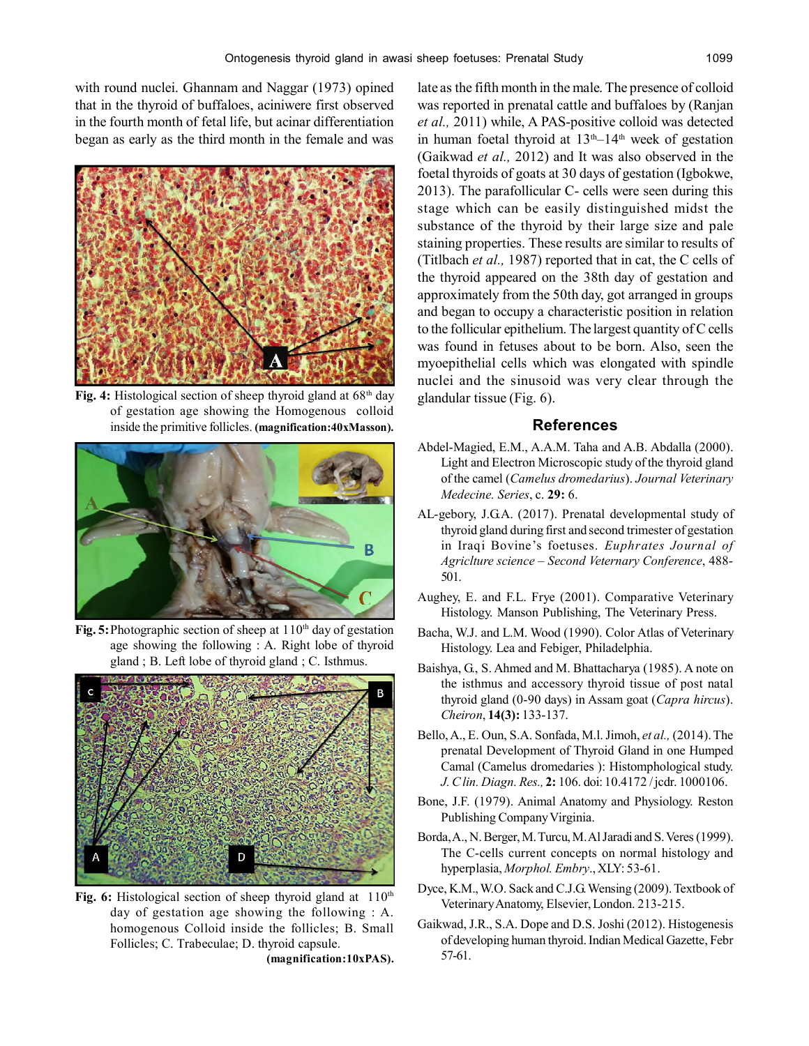with round nuclei. Ghannam and Naggar (1973) opined that in the thyroid of buffaloes, aciniwere first observed in the fourth month of fetal life, but acinar differentiation began as early as the third month in the female and was late as the fifth month in the male. The presence of colloid was reported in prenatal cattle and buffaloes by (Ranjan *et al.,* 2011) while, A PAS-positive colloid was detected in human foetal thyroid at 13th–14th week of gestation (Gaikwad *et al.,* 2012) and It was also observed in the foetal thyroids of goats at 30 days of gestation (Igbokwe, 2013). The parafollicular C- cells were seen during this stage which can be easily distinguished midst the substance of the thyroid by their large size and pale staining properties. These results are similar to results of (Titlbach *et al.,* 1987) reported that in cat, the C cells of the thyroid appeared on the 38th day of gestation and approximately from the 50th day, got arranged in groups and began to occupy a characteristic position in relation to the follicular epithelium. The largest quantity of C cells was found in fetuses about to be born. Also, seen the myoepithelial cells which was elongated with spindle nuclei and the sinusoid was very clear through the glandular tissue (Fig. 6).

**Fig. 4:** Histological section of sheep thyroid gland at 68th day of gestation age showing the Homogenous colloid inside the primitive follicles. **(magnification:40xMasson).**

**Fig. 5:** Photographic section of sheep at 110th day of gestation age showing the following : A. Right lobe of thyroid gland ; B. Left lobe of thyroid gland ; C. Isthmus.

**Fig. 6:** Histological section of sheep thyroid gland at 110th day of gestation age showing the following : A. homogenous Colloid inside the follicles; B. Small Follicles; C. Trabeculae; D. thyroid capsule. **(magnification:10xPAS).**

## References

Abdel-Magied, E.M., A.A.M. Taha and A.B. Abdalla (2000). Light and Electron Microscopic study of the thyroid gland of the camel (*Camelus dromedarius*). *Journal Veterinary Medecine. Series*, c. **29:** 6.

AL-gebory, J.G.A. (2017). Prenatal developmental study of thyroid gland during first and second trimester of gestation in Iraqi Bovine's foetuses. *Euphrates Journal of Agriclture science – Second Veternary Conference*, 488-501.

Aughey, E. and F.L. Frye (2001). Comparative Veterinary Histology. Manson Publishing, The Veterinary Press.

Bacha, W.J. and L.M. Wood (1990). Color Atlas of Veterinary Histology. Lea and Febiger, Philadelphia.

Baishya, G., S. Ahmed and M. Bhattacharya (1985). A note on the isthmus and accessory thyroid tissue of post natal thyroid gland (0-90 days) in Assam goat (*Capra hircus*). *Cheiron*, **14(3):** 133-137.

Bello, A., E. Oun, S.A. Sonfada, M.l. Jimoh, *et al.,* (2014). The prenatal Development of Thyroid Gland in one Humped Camal (Camelus dromedaries ): Histomphological study. *J. Clin. Diagn. Res.,* **2:** 106. doi: 10.4172 / jcdr. 1000106.

Bone, J.F. (1979). Animal Anatomy and Physiology. Reston Publishing Company Virginia.

Borda, A., N. Berger, M. Turcu, M. Al Jaradi and S. Veres (1999). The C-cells current concepts on normal histology and hyperplasia, *Morphol. Embry*., XLY: 53-61.

Dyce, K.M., W.O. Sack and C.J.G. Wensing (2009). Textbook of Veterinary Anatomy, Elsevier, London. 213-215.

Gaikwad, J.R., S.A. Dope and D.S. Joshi (2012). Histogenesis of developing human thyroid. Indian Medical Gazette, Febr 57-61.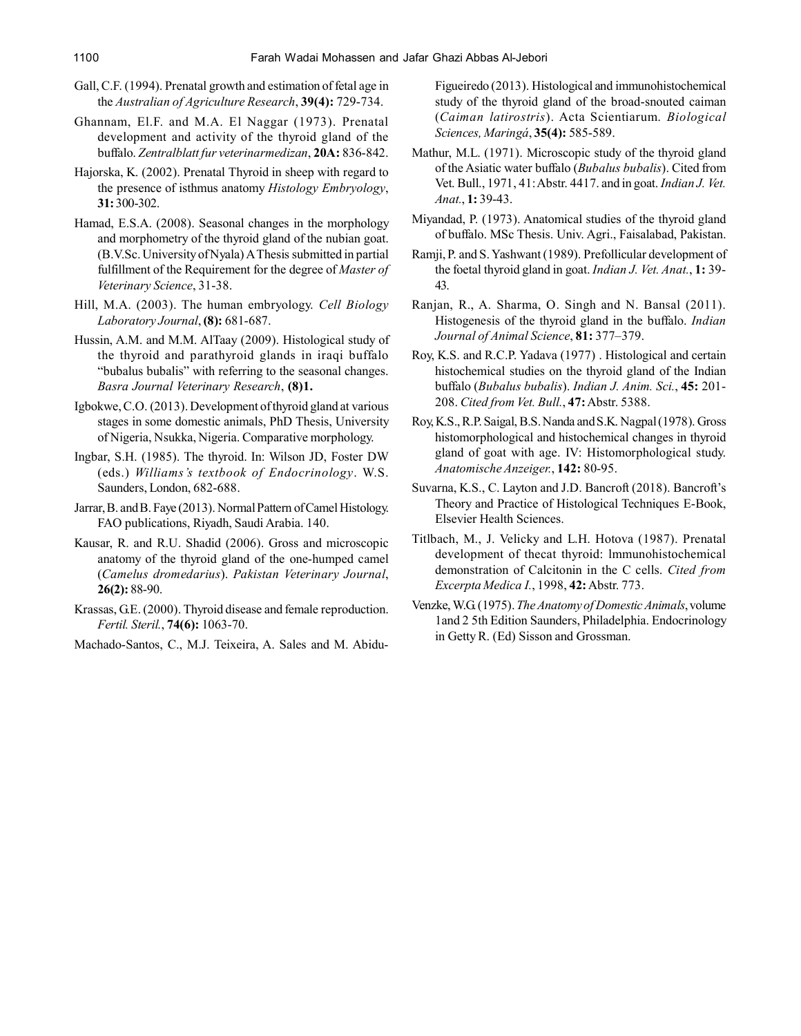Gall, C.F. (1994). Prenatal growth and estimation of fetal age in the *Australian of Agriculture Research*, **39(4):** 729-734.

Ghannam, El.F. and M.A. El Naggar (1973). Prenatal development and activity of the thyroid gland of the buffalo. *Zentralblatt fur veterinarmedizan*, **20A:** 836-842.

Hajorska, K. (2002). Prenatal Thyroid in sheep with regard to the presence of isthmus anatomy *Histology Embryology*, **31:** 300-302.

Hamad, E.S.A. (2008). Seasonal changes in the morphology and morphometry of the thyroid gland of the nubian goat. (B.V.Sc. University of Nyala) A Thesis submitted in partial fulfillment of the Requirement for the degree of *Master of Veterinary Science*, 31-38.

Hill, M.A. (2003). The human embryology. *Cell Biology Laboratory Journal*, **(8):** 681-687.

Hussin, A.M. and M.M. AlTaay (2009). Histological study of the thyroid and parathyroid glands in iraqi buffalo "bubalus bubalis" with referring to the seasonal changes. *Basra Journal Veterinary Research*, **(8)1.**

Igbokwe, C.O. (2013). Development of thyroid gland at various stages in some domestic animals, PhD Thesis, University of Nigeria, Nsukka, Nigeria. Comparative morphology.

Ingbar, S.H. (1985). The thyroid. In: Wilson JD, Foster DW (eds.) *Williams's textbook of Endocrinology*. W.S. Saunders, London, 682-688.

Jarrar, B. and B. Faye (2013). Normal Pattern of Camel Histology. FAO publications, Riyadh, Saudi Arabia. 140.

Kausar, R. and R.U. Shadid (2006). Gross and microscopic anatomy of the thyroid gland of the one-humped camel (*Camelus dromedarius*). *Pakistan Veterinary Journal*, **26(2):** 88-90.

Krassas, G.E. (2000). Thyroid disease and female reproduction. *Fertil. Steril.*, **74(6):** 1063-70.

Machado-Santos, C., M.J. Teixeira, A. Sales and M. Abidu-Figueiredo (2013). Histological and immunohistochemical study of the thyroid gland of the broad-snouted caiman (*Caiman latirostris*). Acta Scientiarum. *Biological Sciences, Maringá*, **35(4):** 585-589.

Mathur, M.L. (1971). Microscopic study of the thyroid gland of the Asiatic water buffalo (*Bubalus bubalis*). Cited from Vet. Bull., 1971, 41: Abstr. 4417. and in goat. *Indian J. Vet. Anat.*, **1:** 39-43.

Miyandad, P. (1973). Anatomical studies of the thyroid gland of buffalo. MSc Thesis. Univ. Agri., Faisalabad, Pakistan.

Ramji, P. and S. Yashwant (1989). Prefollicular development of the foetal thyroid gland in goat. *Indian J. Vet. Anat.*, **1:** 39-43.

Ranjan, R., A. Sharma, O. Singh and N. Bansal (2011). Histogenesis of the thyroid gland in the buffalo. *Indian Journal of Animal Science*, **81:** 377–379.

Roy, K.S. and R.C.P. Yadava (1977) . Histological and certain histochemical studies on the thyroid gland of the Indian buffalo (*Bubalus bubalis*). *Indian J. Anim. Sci.*, **45:** 201-208. *Cited from Vet. Bull.*, **47:** Abstr. 5388.

Roy, K.S., R.P. Saigal, B.S. Nanda and S.K. Nagpal (1978). Gross histomorphological and histochemical changes in thyroid gland of goat with age. IV: Histomorphological study. *Anatomische Anzeiger.*, **142:** 80-95.

Suvarna, K.S., C. Layton and J.D. Bancroft (2018). Bancroft's Theory and Practice of Histological Techniques E-Book, Elsevier Health Sciences.

Titlbach, M., J. Velicky and L.H. Hotova (1987). Prenatal development of thecat thyroid: lmmunohistochemical demonstration of Calcitonin in the C cells. *Cited from Excerpta Medica I.*, 1998, **42:** Abstr. 773.

Venzke, W.G. (1975). *The Anatomy of Domestic Animals*, volume 1and 2 5th Edition Saunders, Philadelphia. Endocrinology in Getty R. (Ed) Sisson and Grossman.